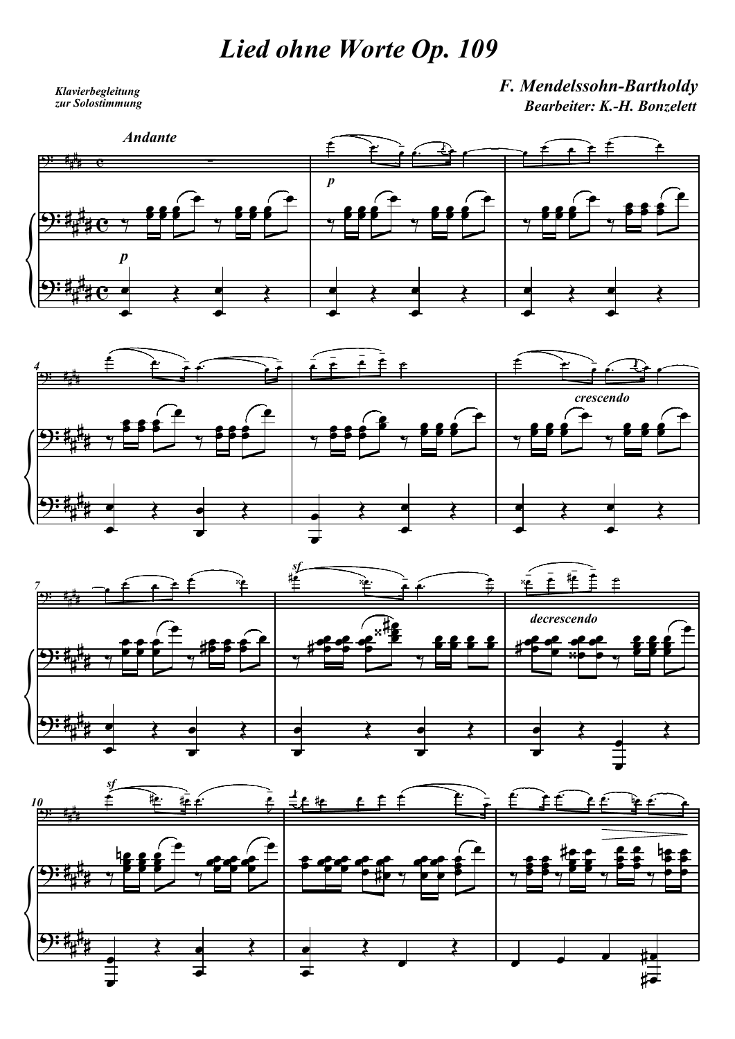# Lied ohne Worte Op. 109

**F. Mendelssohn-Bartholdy**

**Bearbeiter: K.-H. Bonzelett**

***Klavierbegleitung zur Solostimmung***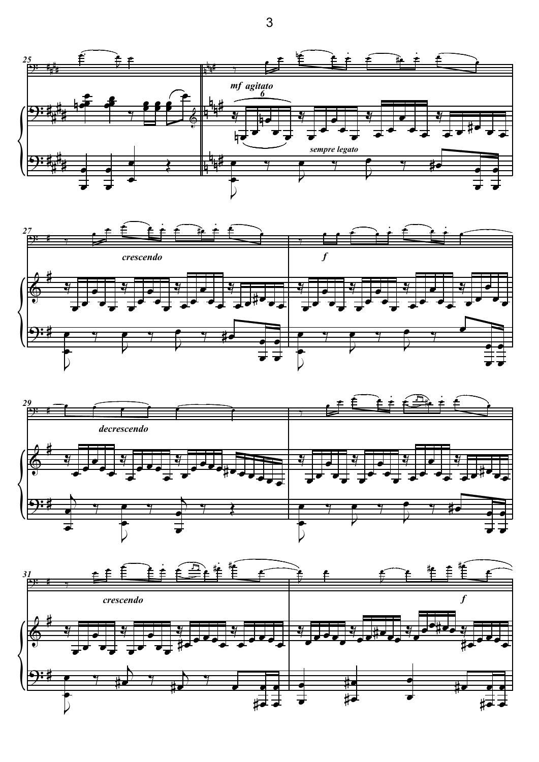*mf agitato*

*sempre legato*

*crescendo*

*f*

*decrescendo*

*crescendo*

*f*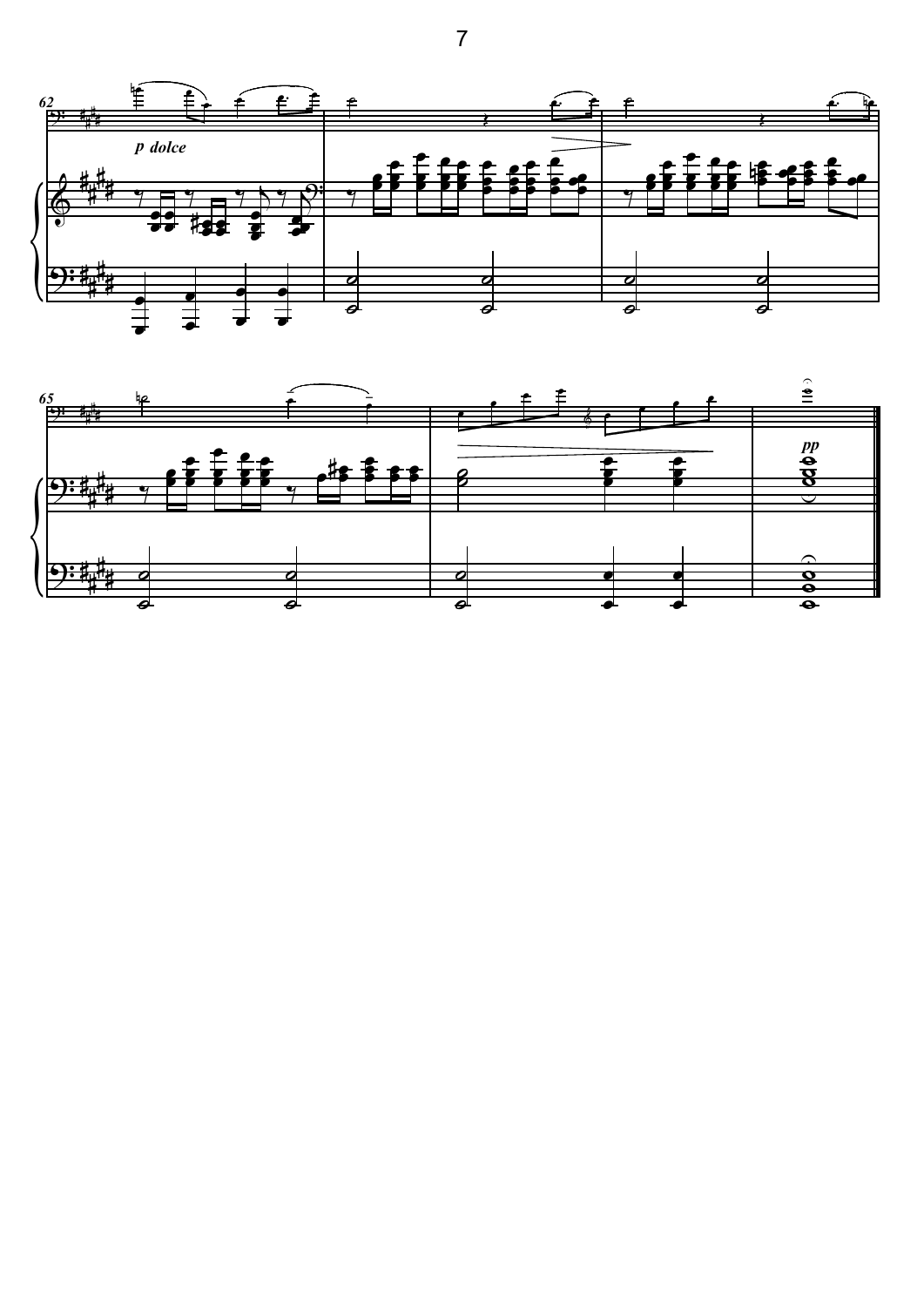62

*p dolce*

65

*pp*